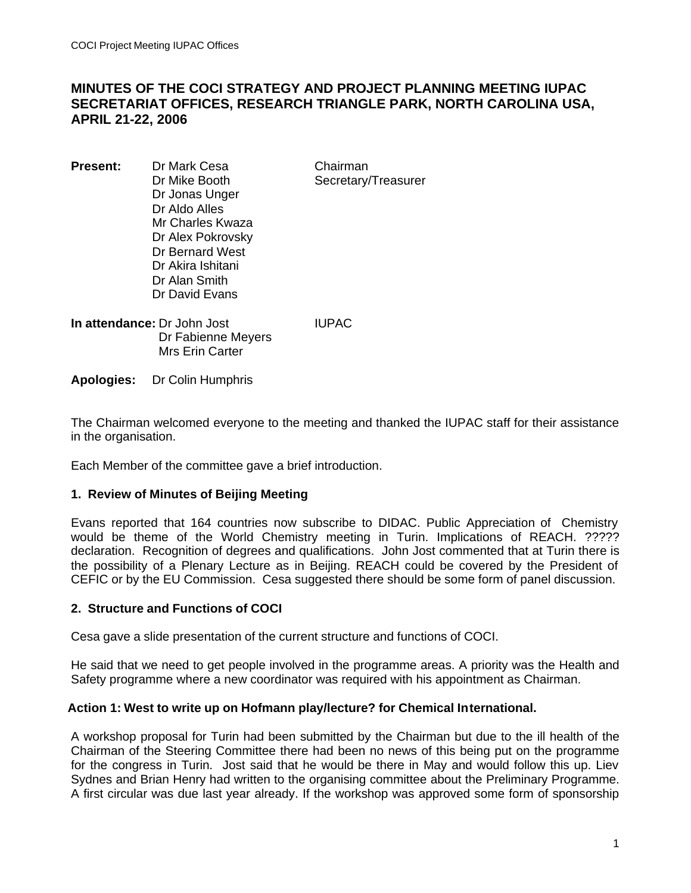# MINUTES OF THE COCI STRATEGY AND PROJECT PLANNING MEETING IUPAC SECRETARIAT OFFICES, RESEARCH TRIANGLE PARK, NORTH CAROLINA USA, APRIL 21-22, 2006

**Present:**

| | |
|---|---|
| Dr Mark Cesa | Chairman |
| Dr Mike Booth | Secretary/Treasurer |
| Dr Jonas Unger | |
| Dr Aldo Alles | |
| Mr Charles Kwaza | |
| Dr Alex Pokrovsky | |
| Dr Bernard West | |
| Dr Akira Ishitani | |
| Dr Alan Smith | |
| Dr David Evans | |

**In attendance:**

| | |
|---|---|
| Dr John Jost | IUPAC |
| Dr Fabienne Meyers | |
| Mrs Erin Carter | |

**Apologies:** Dr Colin Humphris

The Chairman welcomed everyone to the meeting and thanked the IUPAC staff for their assistance in the organisation.

Each Member of the committee gave a brief introduction.

### 1. Review of Minutes of Beijing Meeting

Evans reported that 164 countries now subscribe to DIDAC. Public Appreciation of Chemistry would be theme of the World Chemistry meeting in Turin. Implications of REACH. ????? declaration. Recognition of degrees and qualifications. John Jost commented that at Turin there is the possibility of a Plenary Lecture as in Beijing. REACH could be covered by the President of CEFIC or by the EU Commission. Cesa suggested there should be some form of panel discussion.

### 2. Structure and Functions of COCI

Cesa gave a slide presentation of the current structure and functions of COCI.

He said that we need to get people involved in the programme areas. A priority was the Health and Safety programme where a new coordinator was required with his appointment as Chairman.

**Action 1: West to write up on Hofmann play/lecture? for Chemical International.**

A workshop proposal for Turin had been submitted by the Chairman but due to the ill health of the Chairman of the Steering Committee there had been no news of this being put on the programme for the congress in Turin. Jost said that he would be there in May and would follow this up. Liev Sydnes and Brian Henry had written to the organising committee about the Preliminary Programme. A first circular was due last year already. If the workshop was approved some form of sponsorship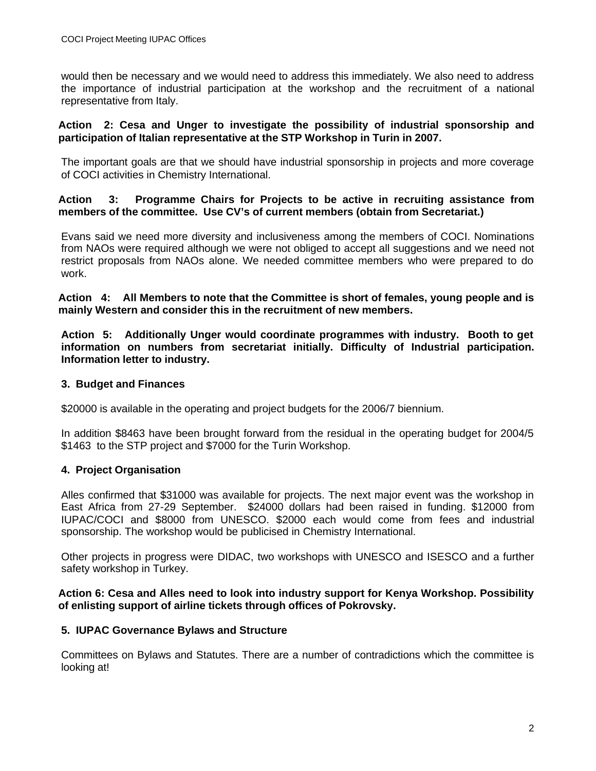would then be necessary and we would need to address this immediately. We also need to address the importance of industrial participation at the workshop and the recruitment of a national representative from Italy.

**Action 2: Cesa and Unger to investigate the possibility of industrial sponsorship and participation of Italian representative at the STP Workshop in Turin in 2007.**

The important goals are that we should have industrial sponsorship in projects and more coverage of COCI activities in Chemistry International.

**Action 3: Programme Chairs for Projects to be active in recruiting assistance from members of the committee. Use CV's of current members (obtain from Secretariat.)**

Evans said we need more diversity and inclusiveness among the members of COCI. Nominations from NAOs were required although we were not obliged to accept all suggestions and we need not restrict proposals from NAOs alone. We needed committee members who were prepared to do work.

**Action 4: All Members to note that the Committee is short of females, young people and is mainly Western and consider this in the recruitment of new members.**

**Action 5: Additionally Unger would coordinate programmes with industry. Booth to get information on numbers from secretariat initially. Difficulty of Industrial participation. Information letter to industry.**

## 3. Budget and Finances

$20000 is available in the operating and project budgets for the 2006/7 biennium.

In addition $8463 have been brought forward from the residual in the operating budget for 2004/5 $1463 to the STP project and $7000 for the Turin Workshop.

## 4. Project Organisation

Alles confirmed that $31000 was available for projects. The next major event was the workshop in East Africa from 27-29 September. $24000 dollars had been raised in funding. $12000 from IUPAC/COCI and $8000 from UNESCO. $2000 each would come from fees and industrial sponsorship. The workshop would be publicised in Chemistry International.

Other projects in progress were DIDAC, two workshops with UNESCO and ISESCO and a further safety workshop in Turkey.

**Action 6: Cesa and Alles need to look into industry support for Kenya Workshop. Possibility of enlisting support of airline tickets through offices of Pokrovsky.**

## 5. IUPAC Governance Bylaws and Structure

Committees on Bylaws and Statutes. There are a number of contradictions which the committee is looking at!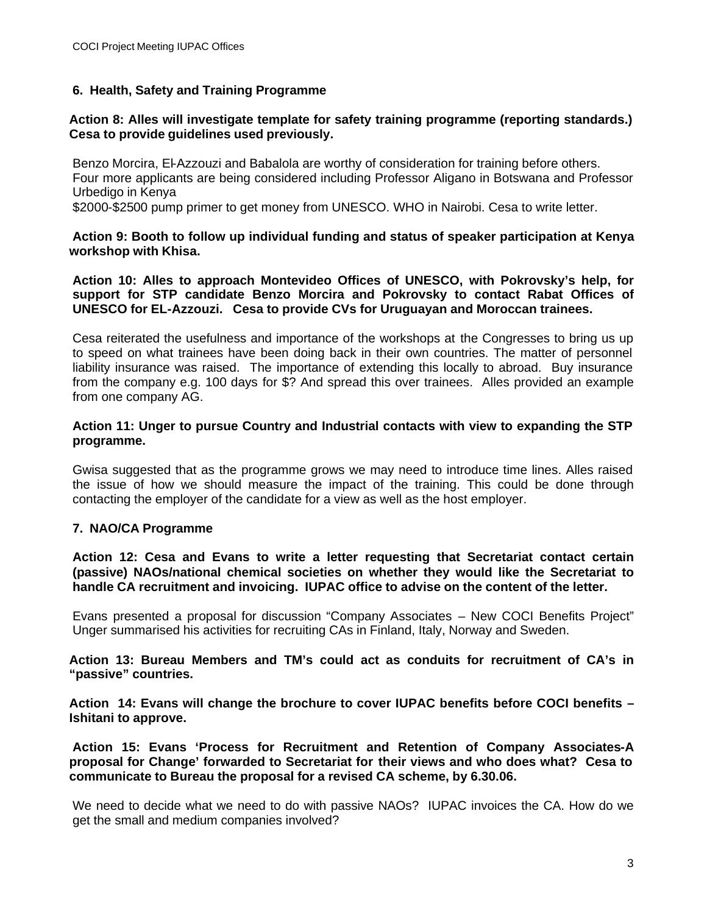## 6. Health, Safety and Training Programme

**Action 8: Alles will investigate template for safety training programme (reporting standards.) Cesa to provide guidelines used previously.**

Benzo Morcira, El-Azzouzi and Babalola are worthy of consideration for training before others. Four more applicants are being considered including Professor Aligano in Botswana and Professor Urbedigo in Kenya

$2000-$2500 pump primer to get money from UNESCO. WHO in Nairobi. Cesa to write letter.

**Action 9: Booth to follow up individual funding and status of speaker participation at Kenya workshop with Khisa.**

**Action 10: Alles to approach Montevideo Offices of UNESCO, with Pokrovsky's help, for support for STP candidate Benzo Morcira and Pokrovsky to contact Rabat Offices of UNESCO for EL-Azzouzi. Cesa to provide CVs for Uruguayan and Moroccan trainees.**

Cesa reiterated the usefulness and importance of the workshops at the Congresses to bring us up to speed on what trainees have been doing back in their own countries. The matter of personnel liability insurance was raised. The importance of extending this locally to abroad. Buy insurance from the company e.g. 100 days for $? And spread this over trainees. Alles provided an example from one company AG.

**Action 11: Unger to pursue Country and Industrial contacts with view to expanding the STP programme.**

Gwisa suggested that as the programme grows we may need to introduce time lines. Alles raised the issue of how we should measure the impact of the training. This could be done through contacting the employer of the candidate for a view as well as the host employer.

## 7. NAO/CA Programme

**Action 12: Cesa and Evans to write a letter requesting that Secretariat contact certain (passive) NAOs/national chemical societies on whether they would like the Secretariat to handle CA recruitment and invoicing. IUPAC office to advise on the content of the letter.**

Evans presented a proposal for discussion "Company Associates – New COCI Benefits Project" Unger summarised his activities for recruiting CAs in Finland, Italy, Norway and Sweden.

**Action 13: Bureau Members and TM's could act as conduits for recruitment of CA's in "passive" countries.**

**Action 14: Evans will change the brochure to cover IUPAC benefits before COCI benefits – Ishitani to approve.**

**Action 15: Evans 'Process for Recruitment and Retention of Company Associates-A proposal for Change' forwarded to Secretariat for their views and who does what? Cesa to communicate to Bureau the proposal for a revised CA scheme, by 6.30.06.**

We need to decide what we need to do with passive NAOs? IUPAC invoices the CA. How do we get the small and medium companies involved?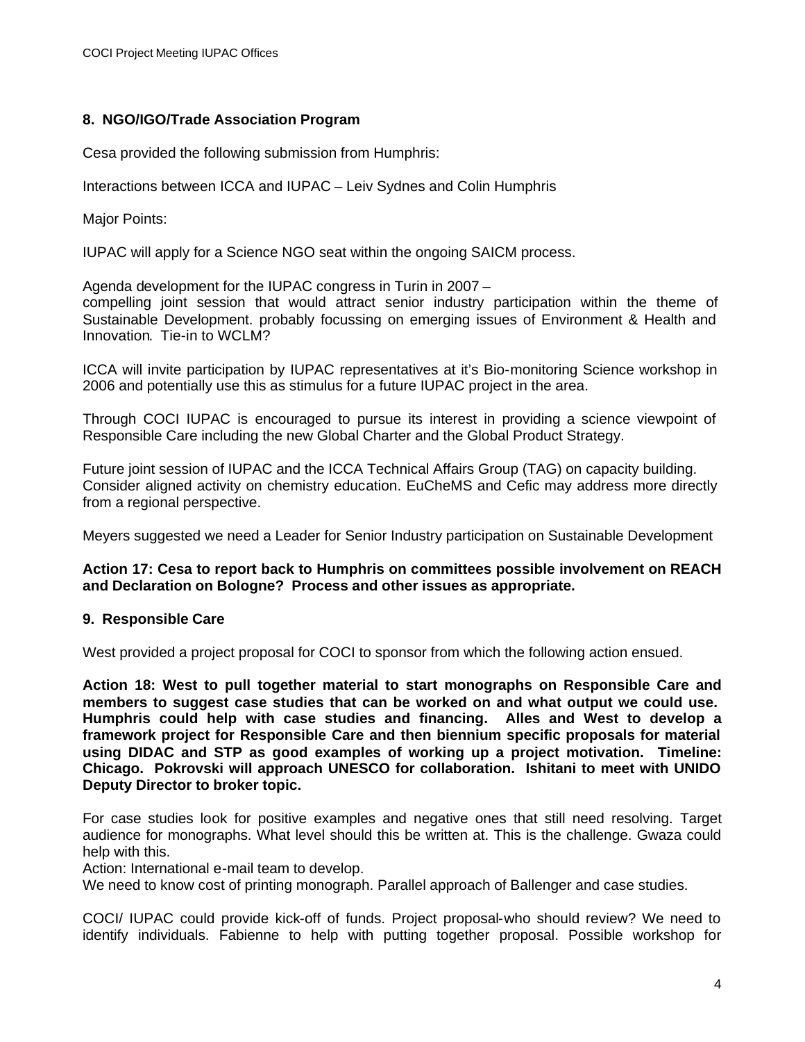## 8. NGO/IGO/Trade Association Program

Cesa provided the following submission from Humphris:

Interactions between ICCA and IUPAC – Leiv Sydnes and Colin Humphris

Major Points:

IUPAC will apply for a Science NGO seat within the ongoing SAICM process.

Agenda development for the IUPAC congress in Turin in 2007 –
compelling joint session that would attract senior industry participation within the theme of Sustainable Development. probably focussing on emerging issues of Environment & Health and Innovation. Tie-in to WCLM?

ICCA will invite participation by IUPAC representatives at it's Bio-monitoring Science workshop in 2006 and potentially use this as stimulus for a future IUPAC project in the area.

Through COCI IUPAC is encouraged to pursue its interest in providing a science viewpoint of Responsible Care including the new Global Charter and the Global Product Strategy.

Future joint session of IUPAC and the ICCA Technical Affairs Group (TAG) on capacity building. Consider aligned activity on chemistry education. EuCheMS and Cefic may address more directly from a regional perspective.

Meyers suggested we need a Leader for Senior Industry participation on Sustainable Development

**Action 17: Cesa to report back to Humphris on committees possible involvement on REACH and Declaration on Bologne? Process and other issues as appropriate.**

## 9. Responsible Care

West provided a project proposal for COCI to sponsor from which the following action ensued.

**Action 18: West to pull together material to start monographs on Responsible Care and members to suggest case studies that can be worked on and what output we could use. Humphris could help with case studies and financing. Alles and West to develop a framework project for Responsible Care and then biennium specific proposals for material using DIDAC and STP as good examples of working up a project motivation. Timeline: Chicago. Pokrovski will approach UNESCO for collaboration. Ishitani to meet with UNIDO Deputy Director to broker topic.**

For case studies look for positive examples and negative ones that still need resolving. Target audience for monographs. What level should this be written at. This is the challenge. Gwaza could help with this.
Action: International e-mail team to develop.
We need to know cost of printing monograph. Parallel approach of Ballenger and case studies.

COCI/ IUPAC could provide kick-off of funds. Project proposal-who should review? We need to identify individuals. Fabienne to help with putting together proposal. Possible workshop for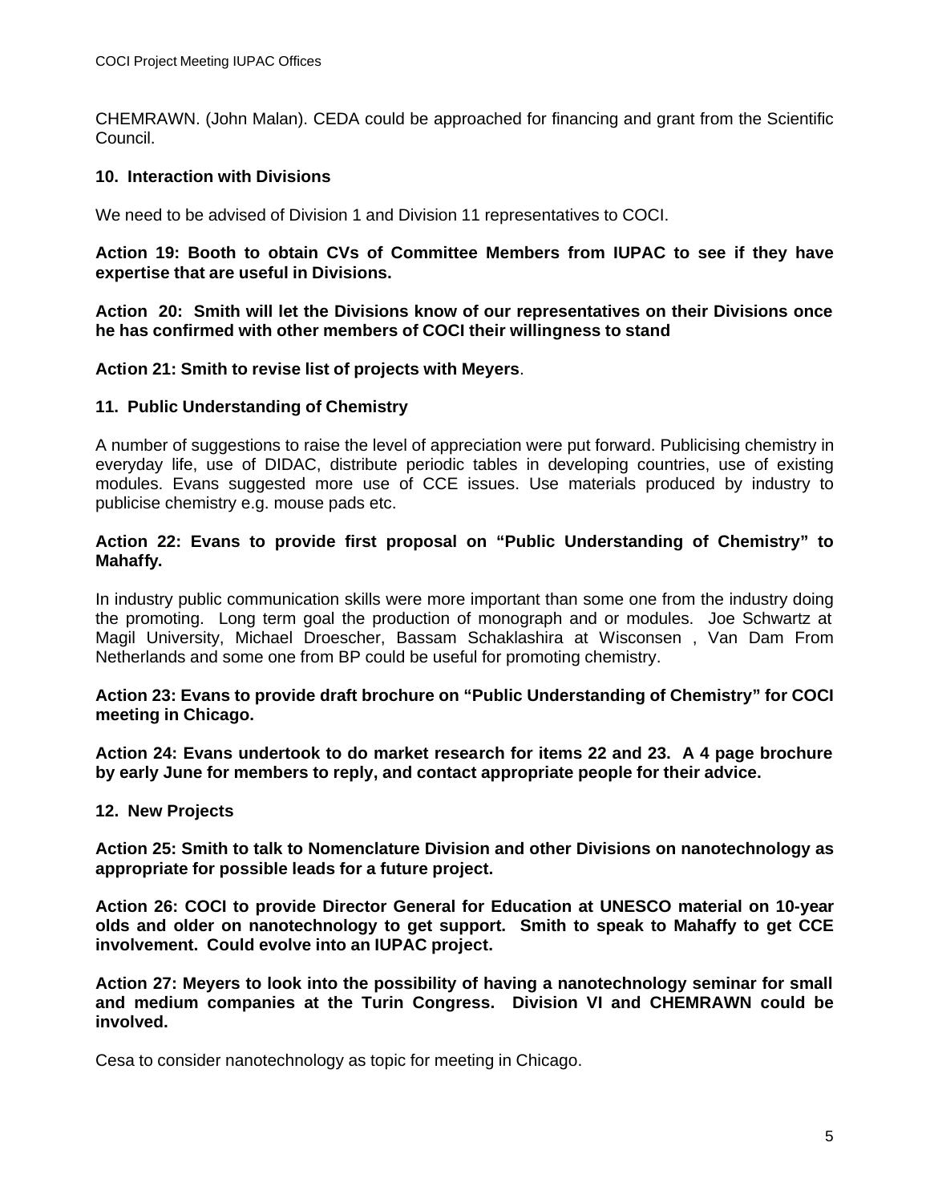CHEMRAWN. (John Malan). CEDA could be approached for financing and grant from the Scientific Council.

## 10. Interaction with Divisions

We need to be advised of Division 1 and Division 11 representatives to COCI.

**Action 19: Booth to obtain CVs of Committee Members from IUPAC to see if they have expertise that are useful in Divisions.**

**Action 20: Smith will let the Divisions know of our representatives on their Divisions once he has confirmed with other members of COCI their willingness to stand**

**Action 21: Smith to revise list of projects with Meyers**.

## 11. Public Understanding of Chemistry

A number of suggestions to raise the level of appreciation were put forward. Publicising chemistry in everyday life, use of DIDAC, distribute periodic tables in developing countries, use of existing modules. Evans suggested more use of CCE issues. Use materials produced by industry to publicise chemistry e.g. mouse pads etc.

**Action 22: Evans to provide first proposal on "Public Understanding of Chemistry" to Mahaffy.**

In industry public communication skills were more important than some one from the industry doing the promoting. Long term goal the production of monograph and or modules. Joe Schwartz at Magil University, Michael Droescher, Bassam Schaklashira at Wisconsen , Van Dam From Netherlands and some one from BP could be useful for promoting chemistry.

**Action 23: Evans to provide draft brochure on "Public Understanding of Chemistry" for COCI meeting in Chicago.**

**Action 24: Evans undertook to do market research for items 22 and 23. A 4 page brochure by early June for members to reply, and contact appropriate people for their advice.**

## 12. New Projects

**Action 25: Smith to talk to Nomenclature Division and other Divisions on nanotechnology as appropriate for possible leads for a future project.**

**Action 26: COCI to provide Director General for Education at UNESCO material on 10-year olds and older on nanotechnology to get support. Smith to speak to Mahaffy to get CCE involvement. Could evolve into an IUPAC project.**

**Action 27: Meyers to look into the possibility of having a nanotechnology seminar for small and medium companies at the Turin Congress. Division VI and CHEMRAWN could be involved.**

Cesa to consider nanotechnology as topic for meeting in Chicago.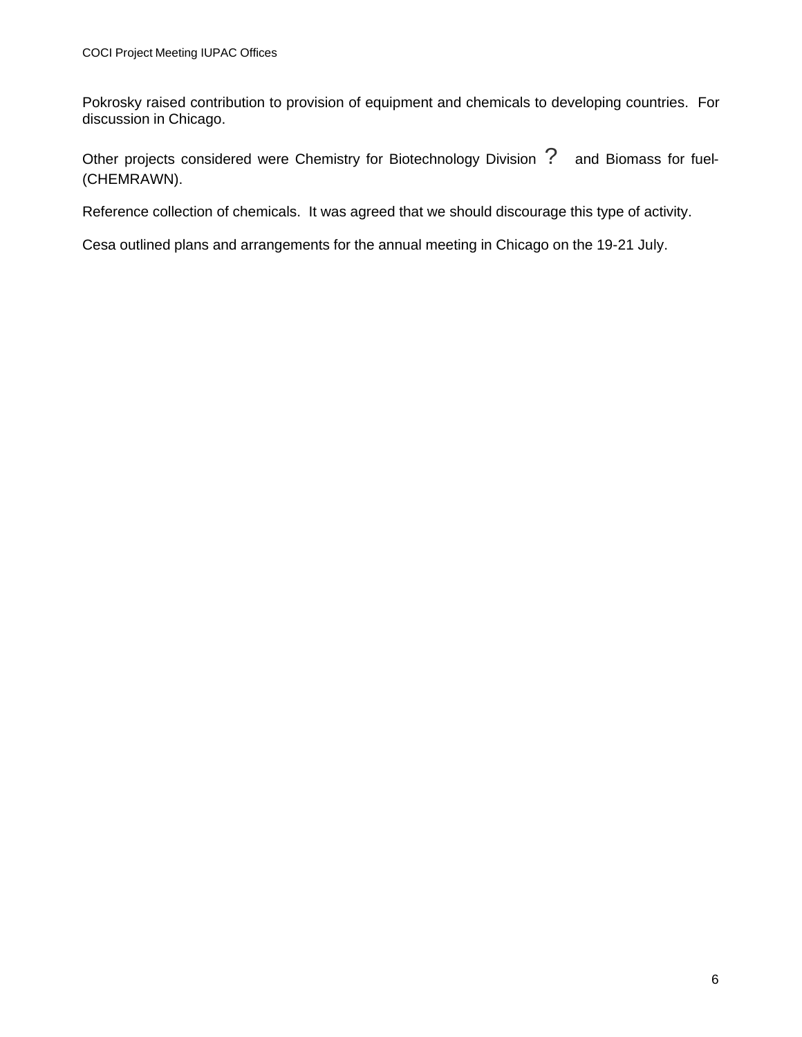Pokrosky raised contribution to provision of equipment and chemicals to developing countries. For discussion in Chicago.

Other projects considered were Chemistry for Biotechnology Division ? and Biomass for fuel- (CHEMRAWN).

Reference collection of chemicals. It was agreed that we should discourage this type of activity.

Cesa outlined plans and arrangements for the annual meeting in Chicago on the 19-21 July.